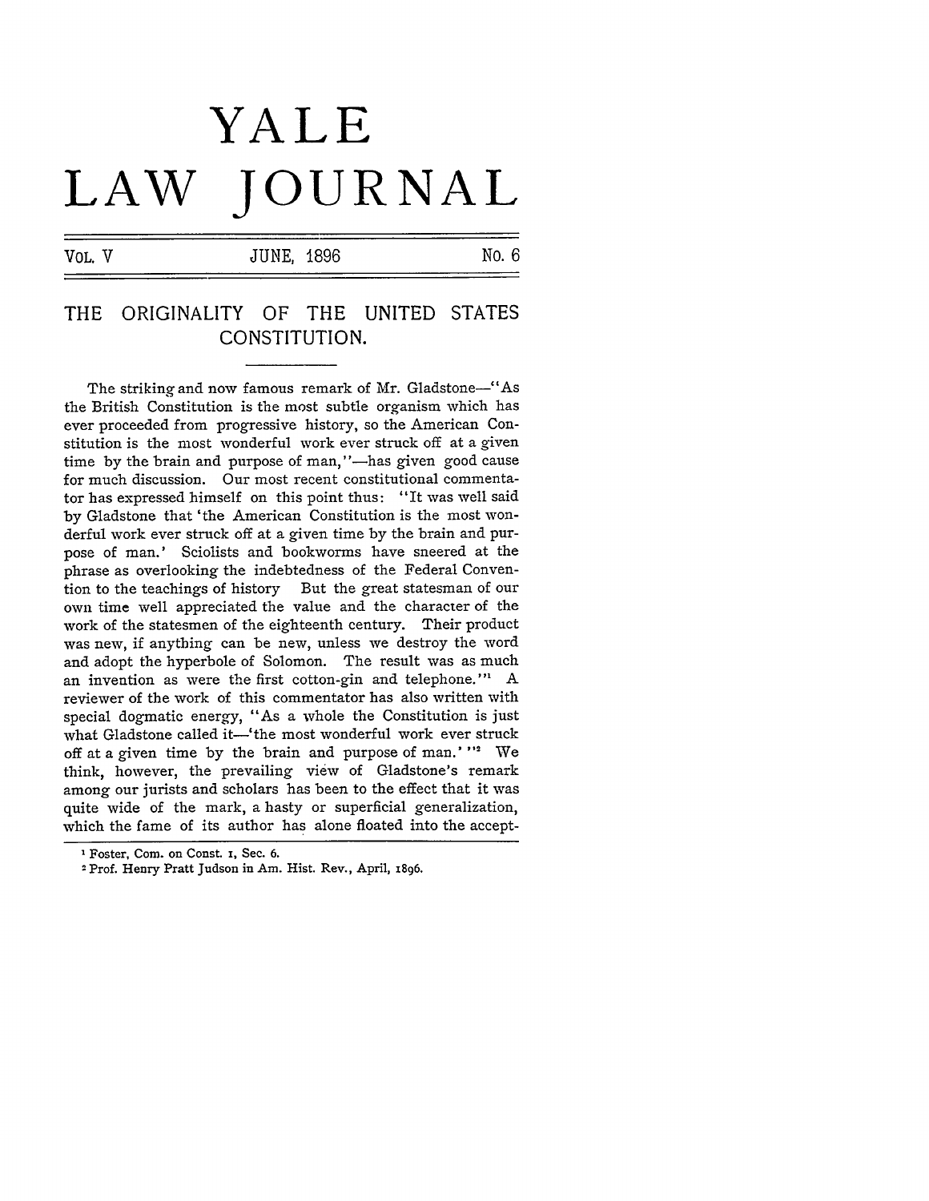# YALE LAW JOURNAL

VOL. V | JUNE, 1896 | No. 6

## THE ORIGINALITY OF THE UNITED STATES CONSTITUTION.

The striking and now famous remark of Mr. Gladstone—"As the British Constitution is the most subtle organism which has ever proceeded from progressive history, so the American Constitution is the most wonderful work ever struck off at a given time by the brain and purpose of man,"—has given good cause for much discussion. Our most recent constitutional commentator has expressed himself on this point thus: "It was well said by Gladstone that 'the American Constitution is the most wonderful work ever struck off at a given time by the brain and purpose of man.' Sciolists and bookworms have sneered at the phrase as overlooking the indebtedness of the Federal Convention to the teachings of history But the great statesman of our own time well appreciated the value and the character of the work of the statesmen of the eighteenth century. Their product was new, if anything can be new, unless we destroy the word and adopt the hyperbole of Solomon. The result was as much an invention as were the first cotton-gin and telephone."[1] A reviewer of the work of this commentator has also written with special dogmatic energy, "As a whole the Constitution is just what Gladstone called it—'the most wonderful work ever struck off at a given time by the brain and purpose of man.'"[2] We think, however, the prevailing view of Gladstone's remark among our jurists and scholars has been to the effect that it was quite wide of the mark, a hasty or superficial generalization, which the fame of its author has alone floated into the accept-

---

[1] Foster, Com. on Const. 1, Sec. 6.

[2] Prof. Henry Pratt Judson in Am. Hist. Rev., April, 1896.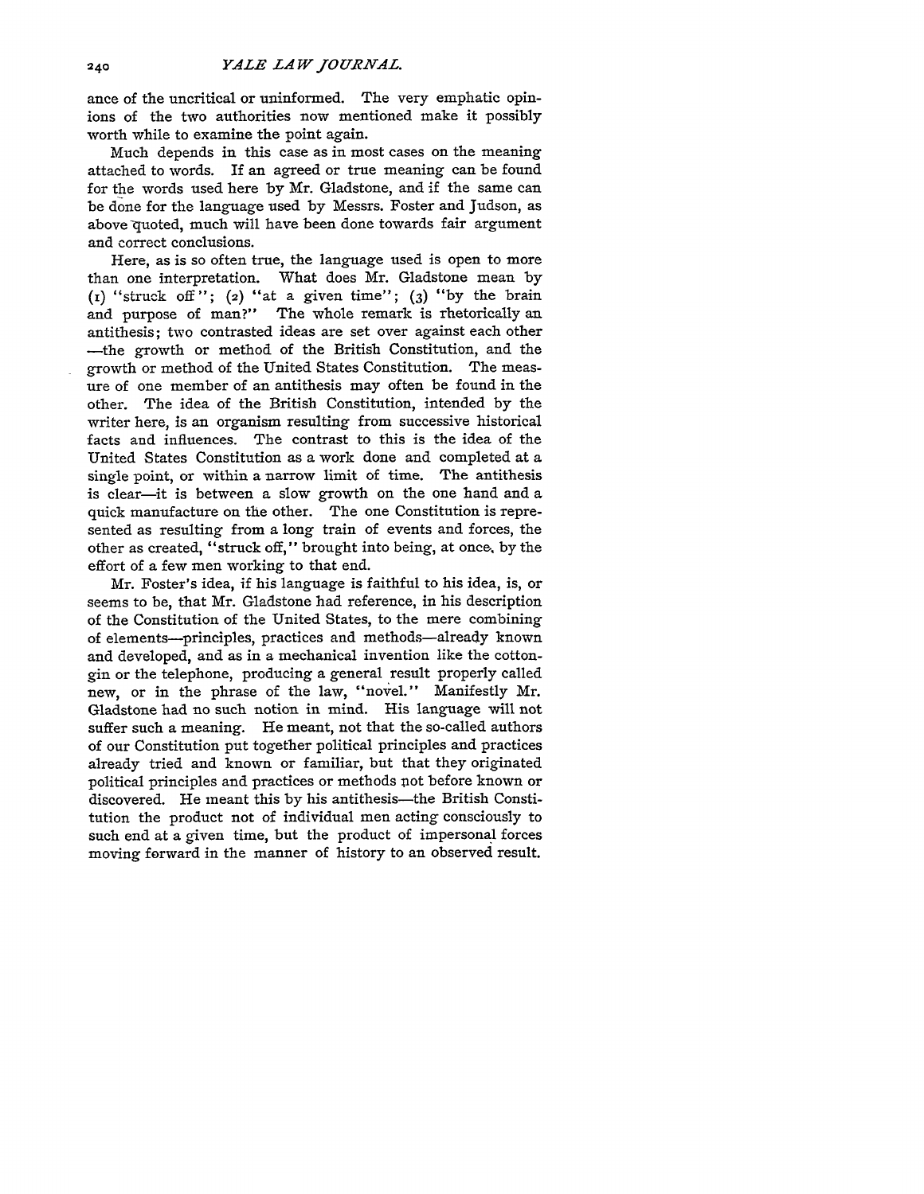ance of the uncritical or uninformed. The very emphatic opinions of the two authorities now mentioned make it possibly worth while to examine the point again.

Much depends in this case as in most cases on the meaning attached to words. If an agreed or true meaning can be found for the words used here by Mr. Gladstone, and if the same can be done for the language used by Messrs. Foster and Judson, as above quoted, much will have been done towards fair argument and correct conclusions.

Here, as is so often true, the language used is open to more than one interpretation. What does Mr. Gladstone mean by (1) "struck off"; (2) "at a given time"; (3) "by the brain and purpose of man?" The whole remark is rhetorically an antithesis; two contrasted ideas are set over against each other —the growth or method of the British Constitution, and the growth or method of the United States Constitution. The measure of one member of an antithesis may often be found in the other. The idea of the British Constitution, intended by the writer here, is an organism resulting from successive historical facts and influences. The contrast to this is the idea of the United States Constitution as a work done and completed at a single point, or within a narrow limit of time. The antithesis is clear—it is between a slow growth on the one hand and a quick manufacture on the other. The one Constitution is represented as resulting from a long train of events and forces, the other as created, "struck off," brought into being, at once, by the effort of a few men working to that end.

Mr. Foster's idea, if his language is faithful to his idea, is, or seems to be, that Mr. Gladstone had reference, in his description of the Constitution of the United States, to the mere combining of elements—principles, practices and methods—already known and developed, and as in a mechanical invention like the cotton-gin or the telephone, producing a general result properly called new, or in the phrase of the law, "novel." Manifestly Mr. Gladstone had no such notion in mind. His language will not suffer such a meaning. He meant, not that the so-called authors of our Constitution put together political principles and practices already tried and known or familiar, but that they originated political principles and practices or methods not before known or discovered. He meant this by his antithesis—the British Constitution the product not of individual men acting consciously to such end at a given time, but the product of impersonal forces moving forward in the manner of history to an observed result.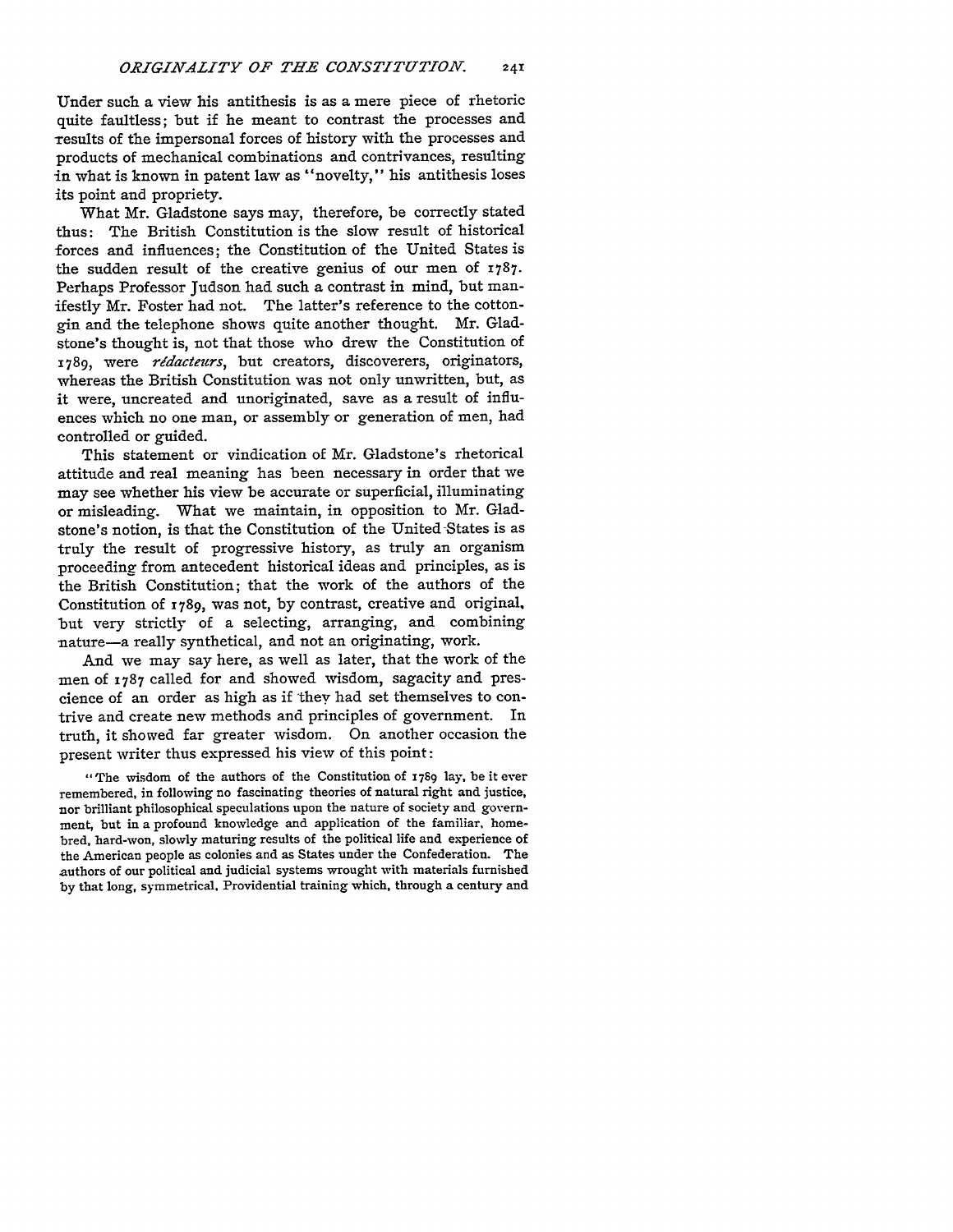Under such a view his antithesis is as a mere piece of rhetoric quite faultless; but if he meant to contrast the processes and results of the impersonal forces of history with the processes and products of mechanical combinations and contrivances, resulting in what is known in patent law as "novelty," his antithesis loses its point and propriety.

What Mr. Gladstone says may, therefore, be correctly stated thus: The British Constitution is the slow result of historical forces and influences; the Constitution of the United States is the sudden result of the creative genius of our men of 1787. Perhaps Professor Judson had such a contrast in mind, but manifestly Mr. Foster had not. The latter's reference to the cotton-gin and the telephone shows quite another thought. Mr. Gladstone's thought is, not that those who drew the Constitution of 1789, were *rédacteurs*, but creators, discoverers, originators, whereas the British Constitution was not only unwritten, but, as it were, uncreated and unoriginated, save as a result of influences which no one man, or assembly or generation of men, had controlled or guided.

This statement or vindication of Mr. Gladstone's rhetorical attitude and real meaning has been necessary in order that we may see whether his view be accurate or superficial, illuminating or misleading. What we maintain, in opposition to Mr. Gladstone's notion, is that the Constitution of the United States is as truly the result of progressive history, as truly an organism proceeding from antecedent historical ideas and principles, as is the British Constitution; that the work of the authors of the Constitution of 1789, was not, by contrast, creative and original, but very strictly of a selecting, arranging, and combining nature—a really synthetical, and not an originating, work.

And we may say here, as well as later, that the work of the men of 1787 called for and showed wisdom, sagacity and prescience of an order as high as if they had set themselves to contrive and create new methods and principles of government. In truth, it showed far greater wisdom. On another occasion the present writer thus expressed his view of this point:

> "The wisdom of the authors of the Constitution of 1789 lay, be it ever remembered, in following no fascinating theories of natural right and justice, nor brilliant philosophical speculations upon the nature of society and government, but in a profound knowledge and application of the familiar, home-bred, hard-won, slowly maturing results of the political life and experience of the American people as colonies and as States under the Confederation. The authors of our political and judicial systems wrought with materials furnished by that long, symmetrical, Providential training which, through a century and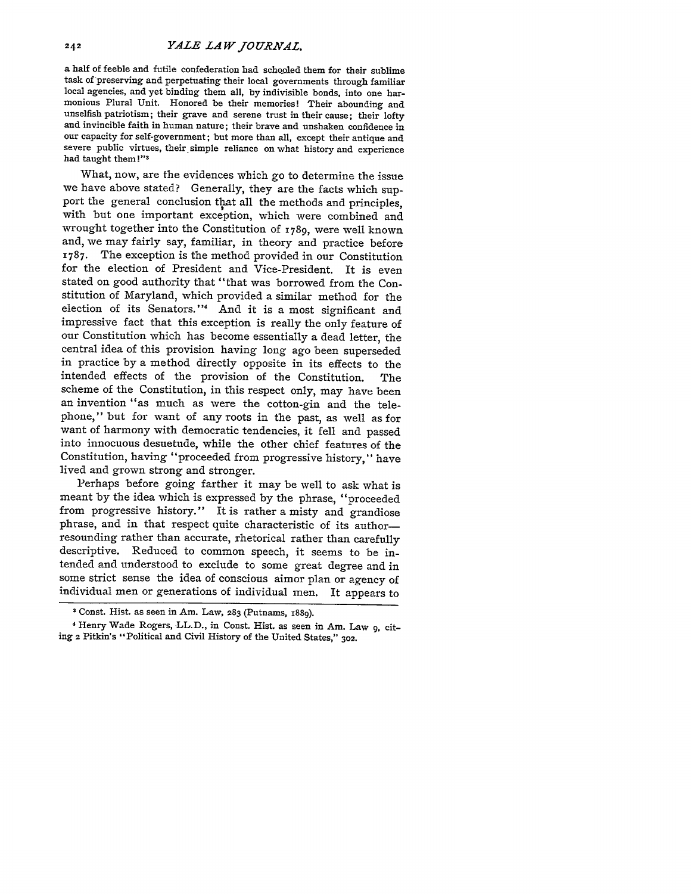a half of feeble and futile confederation had schooled them for their sublime task of preserving and perpetuating their local governments through familiar local agencies, and yet binding them all, by indivisible bonds, into one harmonious Plural Unit. Honored be their memories! Their abounding and unselfish patriotism; their grave and serene trust in their cause; their lofty and invincible faith in human nature; their brave and unshaken confidence in our capacity for self-government; but more than all, except their antique and severe public virtues, their simple reliance on what history and experience had taught them!"[3]

What, now, are the evidences which go to determine the issue we have above stated? Generally, they are the facts which support the general conclusion that all the methods and principles, with but one important exception, which were combined and wrought together into the Constitution of 1789, were well known and, we may fairly say, familiar, in theory and practice before 1787. The exception is the method provided in our Constitution for the election of President and Vice-President. It is even stated on good authority that "that was borrowed from the Constitution of Maryland, which provided a similar method for the election of its Senators."[4] And it is a most significant and impressive fact that this exception is really the only feature of our Constitution which has become essentially a dead letter, the central idea of this provision having long ago been superseded in practice by a method directly opposite in its effects to the intended effects of the provision of the Constitution. The scheme of the Constitution, in this respect only, may have been an invention "as much as were the cotton-gin and the telephone," but for want of any roots in the past, as well as for want of harmony with democratic tendencies, it fell and passed into innocuous desuetude, while the other chief features of the Constitution, having "proceeded from progressive history," have lived and grown strong and stronger.

Perhaps before going farther it may be well to ask what is meant by the idea which is expressed by the phrase, "proceeded from progressive history." It is rather a misty and grandiose phrase, and in that respect quite characteristic of its author—resounding rather than accurate, rhetorical rather than carefully descriptive. Reduced to common speech, it seems to be intended and understood to exclude to some great degree and in some strict sense the idea of conscious aimor plan or agency of individual men or generations of individual men. It appears to

---

[3] Const. Hist. as seen in Am. Law, 283 (Putnams, 1889).

[4] Henry Wade Rogers, LL.D., in Const. Hist. as seen in Am. Law 9, citing 2 Pitkin's "Political and Civil History of the United States," 302.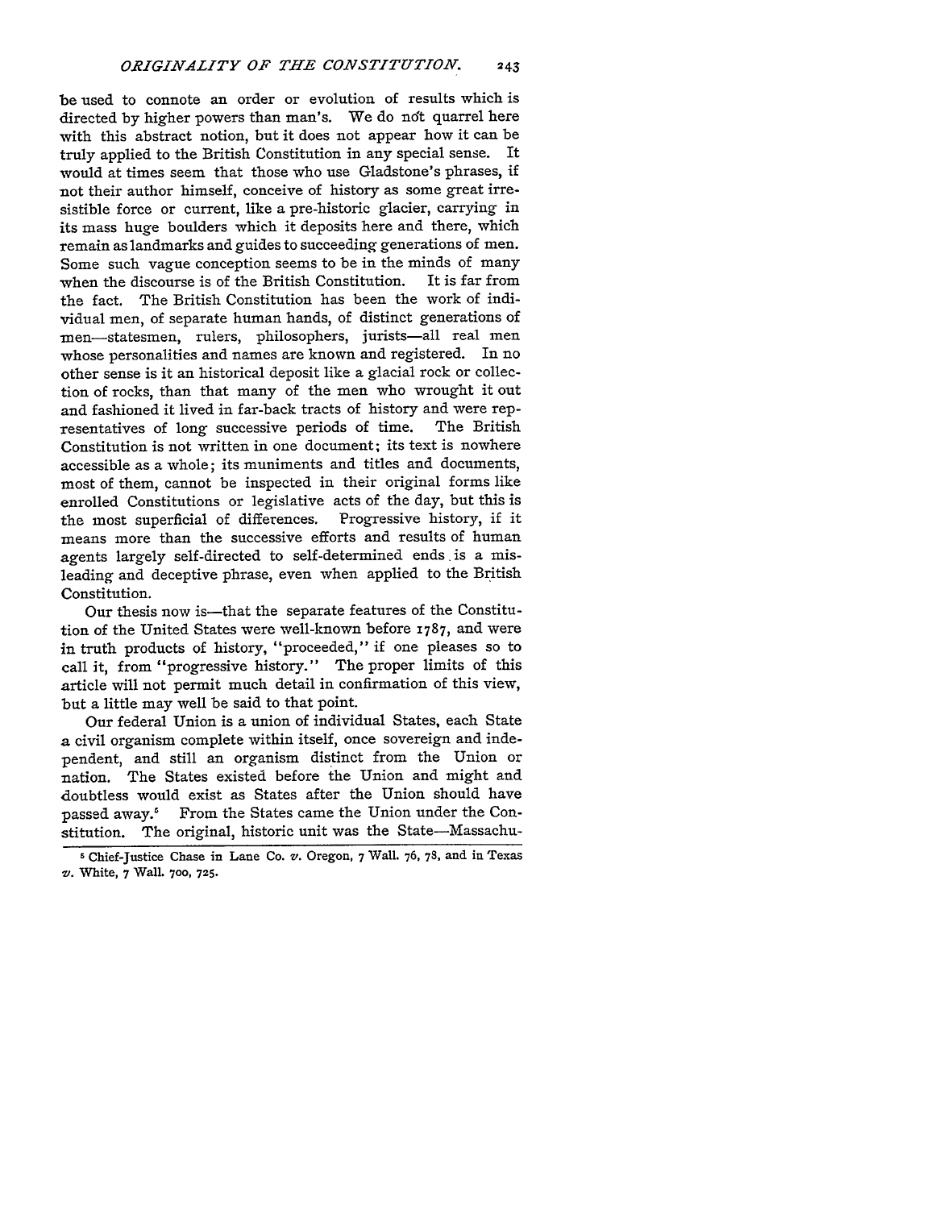be used to connote an order or evolution of results which is directed by higher powers than man's. We do not quarrel here with this abstract notion, but it does not appear how it can be truly applied to the British Constitution in any special sense. It would at times seem that those who use Gladstone's phrases, if not their author himself, conceive of history as some great irresistible force or current, like a pre-historic glacier, carrying in its mass huge boulders which it deposits here and there, which remain as landmarks and guides to succeeding generations of men. Some such vague conception seems to be in the minds of many when the discourse is of the British Constitution. It is far from the fact. The British Constitution has been the work of individual men, of separate human hands, of distinct generations of men—statesmen, rulers, philosophers, jurists—all real men whose personalities and names are known and registered. In no other sense is it an historical deposit like a glacial rock or collection of rocks, than that many of the men who wrought it out and fashioned it lived in far-back tracts of history and were representatives of long successive periods of time. The British Constitution is not written in one document; its text is nowhere accessible as a whole; its muniments and titles and documents, most of them, cannot be inspected in their original forms like enrolled Constitutions or legislative acts of the day, but this is the most superficial of differences. Progressive history, if it means more than the successive efforts and results of human agents largely self-directed to self-determined ends is a misleading and deceptive phrase, even when applied to the British Constitution.

Our thesis now is—that the separate features of the Constitution of the United States were well-known before 1787, and were in truth products of history, "proceeded," if one pleases so to call it, from "progressive history." The proper limits of this article will not permit much detail in confirmation of this view, but a little may well be said to that point.

Our federal Union is a union of individual States, each State a civil organism complete within itself, once sovereign and independent, and still an organism distinct from the Union or nation. The States existed before the Union and might and doubtless would exist as States after the Union should have passed away.[5] From the States came the Union under the Constitution. The original, historic unit was the State—Massachu-

[5] Chief-Justice Chase in Lane Co. *v.* Oregon, 7 Wall. 76, 78, and in Texas *v.* White, 7 Wall. 700, 725.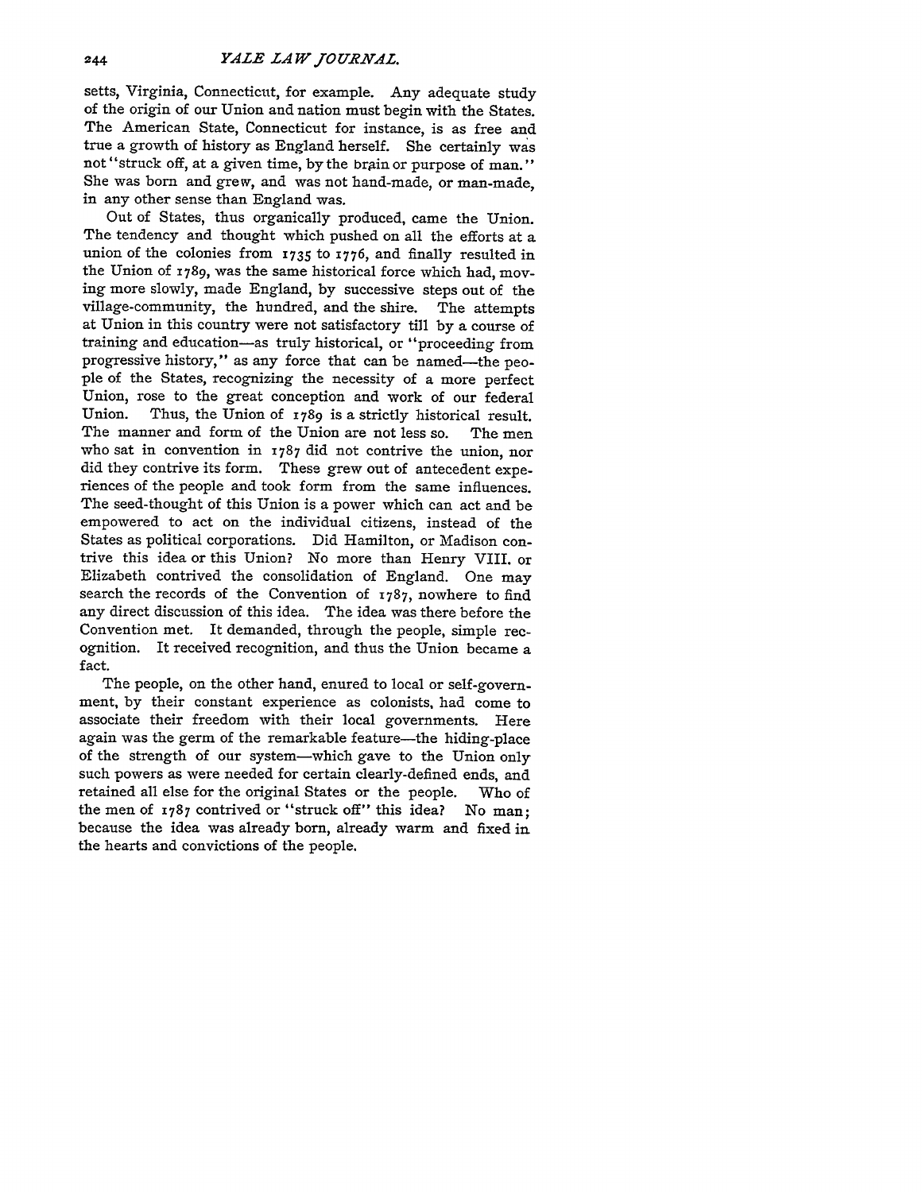setts, Virginia, Connecticut, for example. Any adequate study of the origin of our Union and nation must begin with the States. The American State, Connecticut for instance, is as free and true a growth of history as England herself. She certainly was not "struck off, at a given time, by the brain or purpose of man." She was born and grew, and was not hand-made, or man-made, in any other sense than England was.

Out of States, thus organically produced, came the Union. The tendency and thought which pushed on all the efforts at a union of the colonies from 1735 to 1776, and finally resulted in the Union of 1789, was the same historical force which had, moving more slowly, made England, by successive steps out of the village-community, the hundred, and the shire. The attempts at Union in this country were not satisfactory till by a course of training and education—as truly historical, or "proceeding from progressive history," as any force that can be named—the people of the States, recognizing the necessity of a more perfect Union, rose to the great conception and work of our federal Union. Thus, the Union of 1789 is a strictly historical result. The manner and form of the Union are not less so. The men who sat in convention in 1787 did not contrive the union, nor did they contrive its form. These grew out of antecedent experiences of the people and took form from the same influences. The seed-thought of this Union is a power which can act and be empowered to act on the individual citizens, instead of the States as political corporations. Did Hamilton, or Madison contrive this idea or this Union? No more than Henry VIII. or Elizabeth contrived the consolidation of England. One may search the records of the Convention of 1787, nowhere to find any direct discussion of this idea. The idea was there before the Convention met. It demanded, through the people, simple recognition. It received recognition, and thus the Union became a fact.

The people, on the other hand, enured to local or self-government, by their constant experience as colonists, had come to associate their freedom with their local governments. Here again was the germ of the remarkable feature—the hiding-place of the strength of our system—which gave to the Union only such powers as were needed for certain clearly-defined ends, and retained all else for the original States or the people. Who of the men of 1787 contrived or "struck off" this idea? No man; because the idea was already born, already warm and fixed in the hearts and convictions of the people.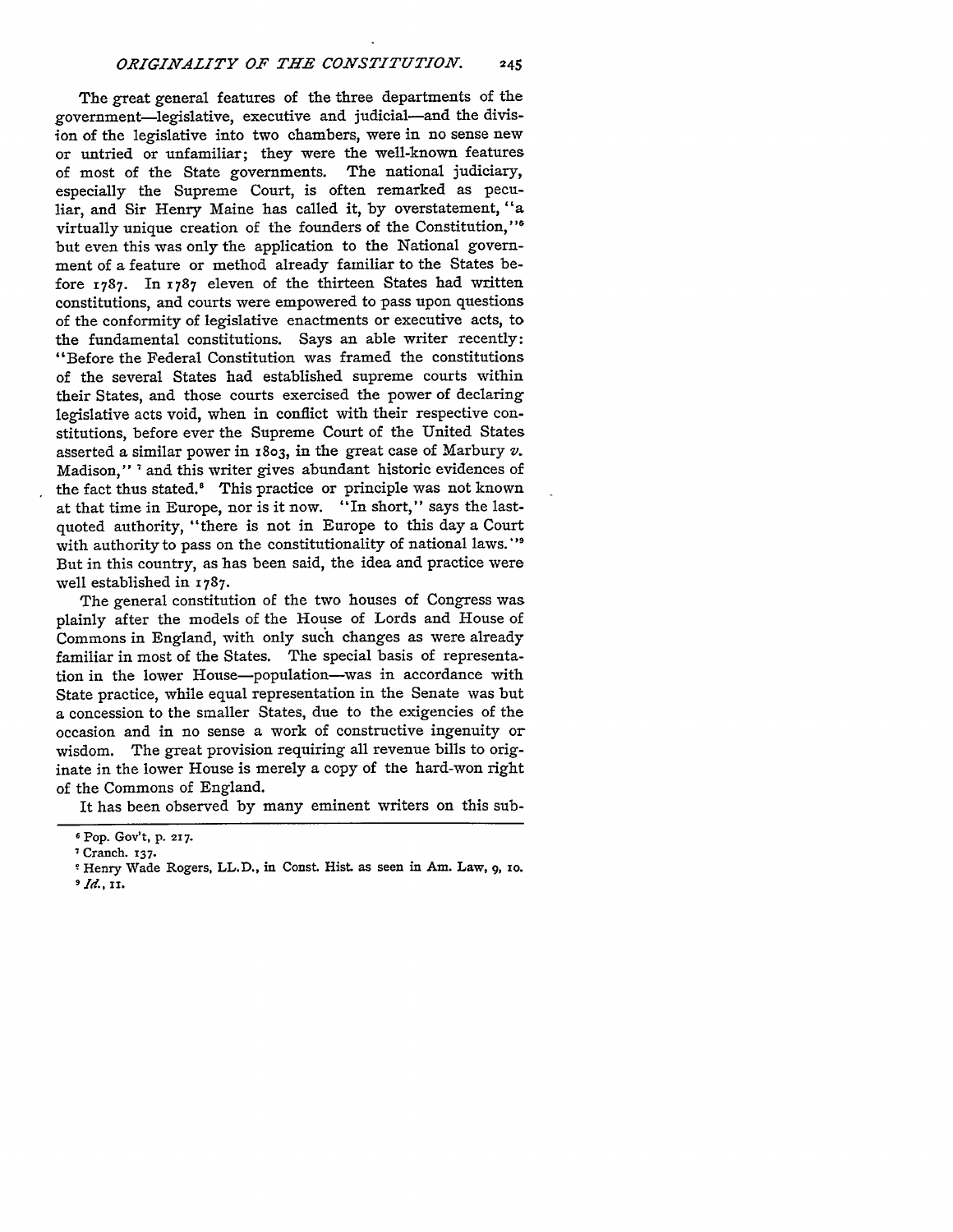The great general features of the three departments of the government—legislative, executive and judicial—and the division of the legislative into two chambers, were in no sense new or untried or unfamiliar; they were the well-known features of most of the State governments. The national judiciary, especially the Supreme Court, is often remarked as peculiar, and Sir Henry Maine has called it, by overstatement, "a virtually unique creation of the founders of the Constitution,"[6] but even this was only the application to the National government of a feature or method already familiar to the States before 1787. In 1787 eleven of the thirteen States had written constitutions, and courts were empowered to pass upon questions of the conformity of legislative enactments or executive acts, to the fundamental constitutions. Says an able writer recently: "Before the Federal Constitution was framed the constitutions of the several States had established supreme courts within their States, and those courts exercised the power of declaring legislative acts void, when in conflict with their respective constitutions, before ever the Supreme Court of the United States asserted a similar power in 1803, in the great case of Marbury *v.* Madison,"[7] and this writer gives abundant historic evidences of the fact thus stated.[8] This practice or principle was not known at that time in Europe, nor is it now. "In short," says the last-quoted authority, "there is not in Europe to this day a Court with authority to pass on the constitutionality of national laws."[9] But in this country, as has been said, the idea and practice were well established in 1787.

The general constitution of the two houses of Congress was plainly after the models of the House of Lords and House of Commons in England, with only such changes as were already familiar in most of the States. The special basis of representation in the lower House—population—was in accordance with State practice, while equal representation in the Senate was but a concession to the smaller States, due to the exigencies of the occasion and in no sense a work of constructive ingenuity or wisdom. The great provision requiring all revenue bills to originate in the lower House is merely a copy of the hard-won right of the Commons of England.

It has been observed by many eminent writers on this sub-

---

[6] Pop. Gov't, p. 217.

[7] Cranch. 137.

[8] Henry Wade Rogers, LL.D., in Const. Hist. as seen in Am. Law, 9, 10.

[9] *Id.*, 11.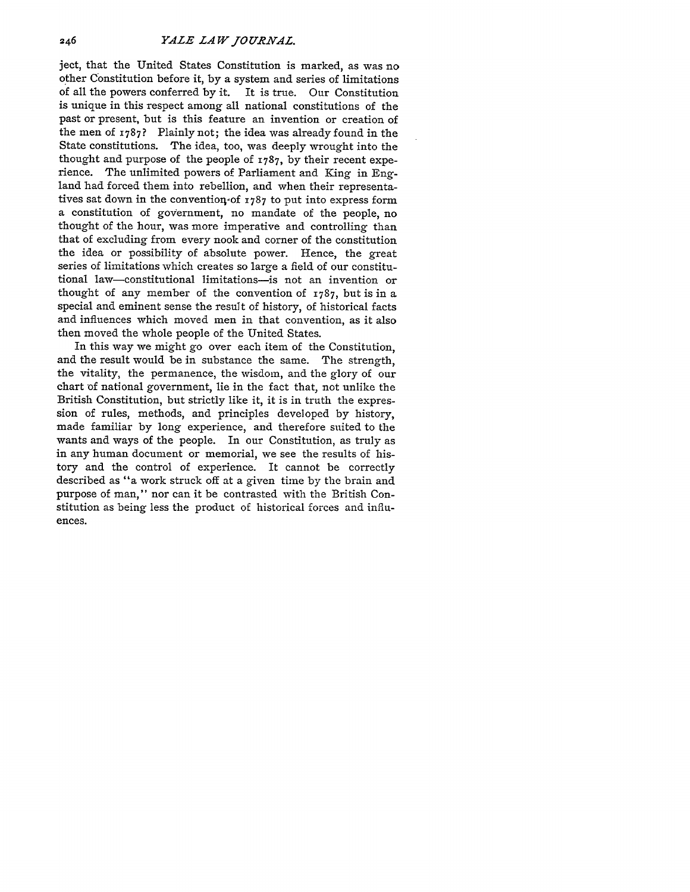ject, that the United States Constitution is marked, as was no other Constitution before it, by a system and series of limitations of all the powers conferred by it. It is true. Our Constitution is unique in this respect among all national constitutions of the past or present, but is this feature an invention or creation of the men of 1787? Plainly not; the idea was already found in the State constitutions. The idea, too, was deeply wrought into the thought and purpose of the people of 1787, by their recent experience. The unlimited powers of Parliament and King in England had forced them into rebellion, and when their representatives sat down in the convention of 1787 to put into express form a constitution of government, no mandate of the people, no thought of the hour, was more imperative and controlling than that of excluding from every nook and corner of the constitution the idea or possibility of absolute power. Hence, the great series of limitations which creates so large a field of our constitutional law—constitutional limitations—is not an invention or thought of any member of the convention of 1787, but is in a special and eminent sense the result of history, of historical facts and influences which moved men in that convention, as it also then moved the whole people of the United States.

In this way we might go over each item of the Constitution, and the result would be in substance the same. The strength, the vitality, the permanence, the wisdom, and the glory of our chart of national government, lie in the fact that, not unlike the British Constitution, but strictly like it, it is in truth the expression of rules, methods, and principles developed by history, made familiar by long experience, and therefore suited to the wants and ways of the people. In our Constitution, as truly as in any human document or memorial, we see the results of history and the control of experience. It cannot be correctly described as "a work struck off at a given time by the brain and purpose of man," nor can it be contrasted with the British Constitution as being less the product of historical forces and influences.